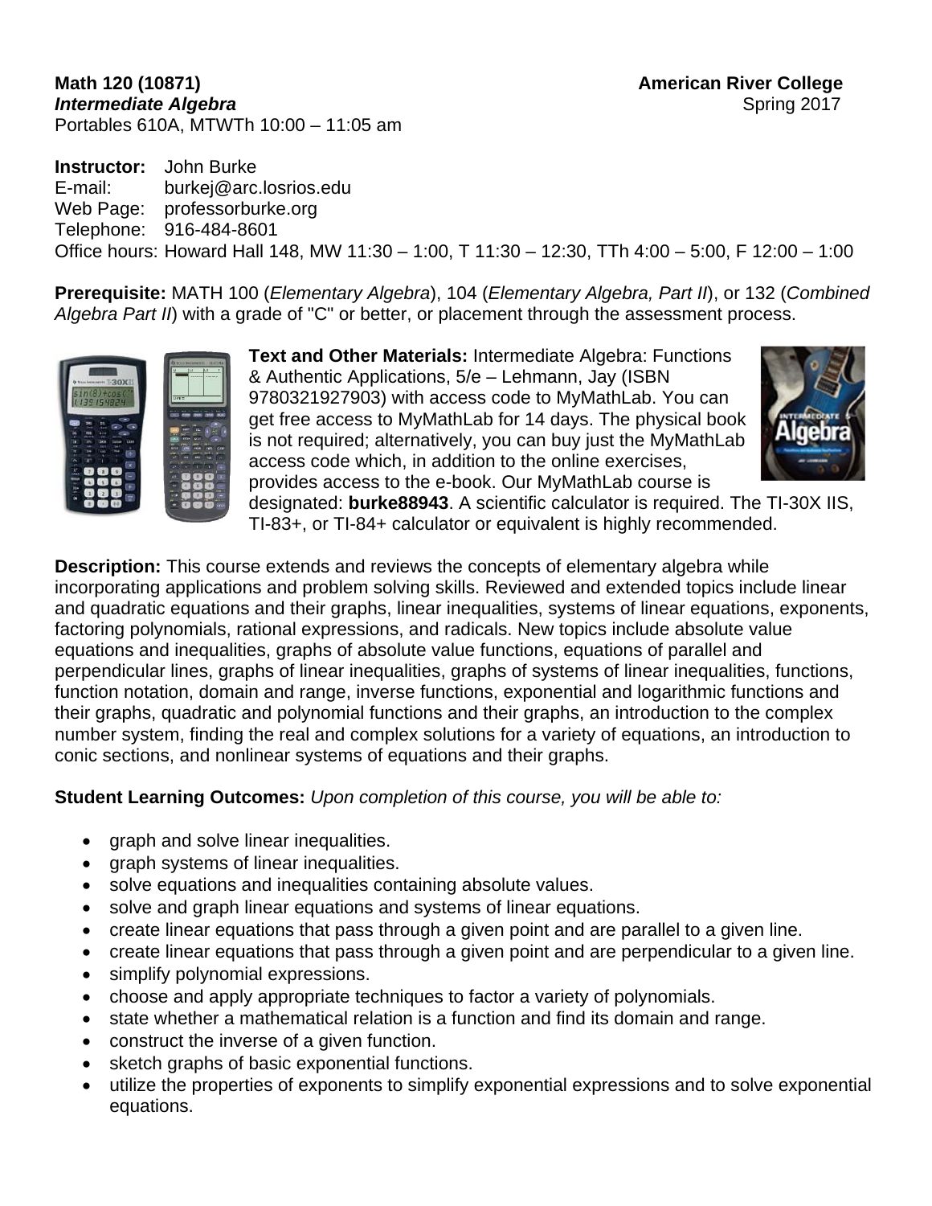**Math 120 (10871)** **American River College**
***Intermediate Algebra*** Spring 2017
Portables 610A, MTWTh 10:00 – 11:05 am

**Instructor:** John Burke
E-mail: burkej@arc.losrios.edu
Web Page: professorburke.org
Telephone: 916-484-8601
Office hours: Howard Hall 148, MW 11:30 – 1:00, T 11:30 – 12:30, TTh 4:00 – 5:00, F 12:00 – 1:00

**Prerequisite:** MATH 100 (*Elementary Algebra*), 104 (*Elementary Algebra, Part II*), or 132 (*Combined Algebra Part II*) with a grade of "C" or better, or placement through the assessment process.

**Text and Other Materials:** Intermediate Algebra: Functions & Authentic Applications, 5/e – Lehmann, Jay (ISBN 9780321927903) with access code to MyMathLab. You can get free access to MyMathLab for 14 days. The physical book is not required; alternatively, you can buy just the MyMathLab access code which, in addition to the online exercises, provides access to the e-book. Our MyMathLab course is designated: **burke88943**. A scientific calculator is required. The TI-30X IIS, TI-83+, or TI-84+ calculator or equivalent is highly recommended.

**Description:** This course extends and reviews the concepts of elementary algebra while incorporating applications and problem solving skills. Reviewed and extended topics include linear and quadratic equations and their graphs, linear inequalities, systems of linear equations, exponents, factoring polynomials, rational expressions, and radicals. New topics include absolute value equations and inequalities, graphs of absolute value functions, equations of parallel and perpendicular lines, graphs of linear inequalities, graphs of systems of linear inequalities, functions, function notation, domain and range, inverse functions, exponential and logarithmic functions and their graphs, quadratic and polynomial functions and their graphs, an introduction to the complex number system, finding the real and complex solutions for a variety of equations, an introduction to conic sections, and nonlinear systems of equations and their graphs.

**Student Learning Outcomes:** *Upon completion of this course, you will be able to:*

- graph and solve linear inequalities.
- graph systems of linear inequalities.
- solve equations and inequalities containing absolute values.
- solve and graph linear equations and systems of linear equations.
- create linear equations that pass through a given point and are parallel to a given line.
- create linear equations that pass through a given point and are perpendicular to a given line.
- simplify polynomial expressions.
- choose and apply appropriate techniques to factor a variety of polynomials.
- state whether a mathematical relation is a function and find its domain and range.
- construct the inverse of a given function.
- sketch graphs of basic exponential functions.
- utilize the properties of exponents to simplify exponential expressions and to solve exponential equations.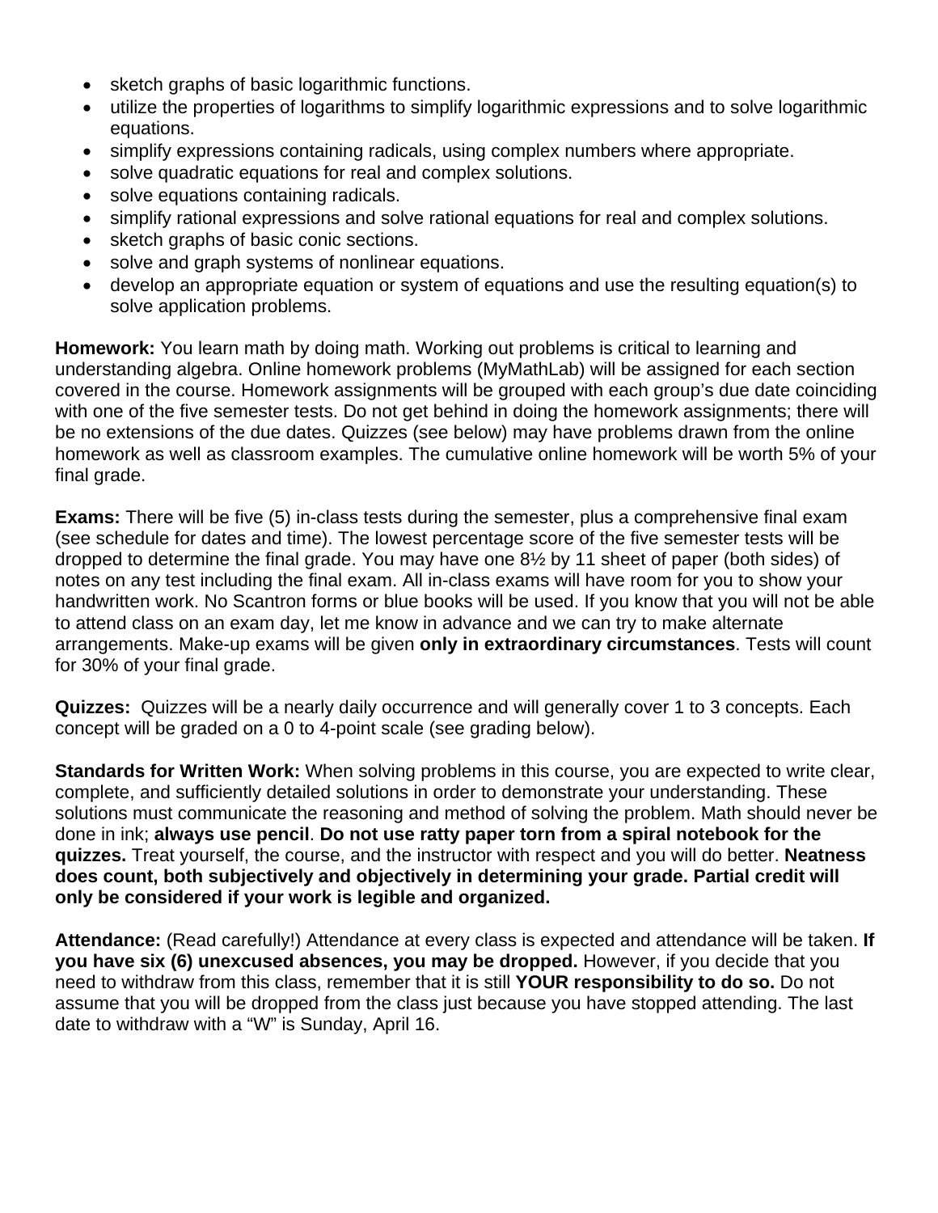- sketch graphs of basic logarithmic functions.
- utilize the properties of logarithms to simplify logarithmic expressions and to solve logarithmic equations.
- simplify expressions containing radicals, using complex numbers where appropriate.
- solve quadratic equations for real and complex solutions.
- solve equations containing radicals.
- simplify rational expressions and solve rational equations for real and complex solutions.
- sketch graphs of basic conic sections.
- solve and graph systems of nonlinear equations.
- develop an appropriate equation or system of equations and use the resulting equation(s) to solve application problems.

**Homework:** You learn math by doing math. Working out problems is critical to learning and understanding algebra. Online homework problems (MyMathLab) will be assigned for each section covered in the course. Homework assignments will be grouped with each group's due date coinciding with one of the five semester tests. Do not get behind in doing the homework assignments; there will be no extensions of the due dates. Quizzes (see below) may have problems drawn from the online homework as well as classroom examples. The cumulative online homework will be worth 5% of your final grade.

**Exams:** There will be five (5) in-class tests during the semester, plus a comprehensive final exam (see schedule for dates and time). The lowest percentage score of the five semester tests will be dropped to determine the final grade. You may have one 8½ by 11 sheet of paper (both sides) of notes on any test including the final exam. All in-class exams will have room for you to show your handwritten work. No Scantron forms or blue books will be used. If you know that you will not be able to attend class on an exam day, let me know in advance and we can try to make alternate arrangements. Make-up exams will be given **only in extraordinary circumstances**. Tests will count for 30% of your final grade.

**Quizzes:** Quizzes will be a nearly daily occurrence and will generally cover 1 to 3 concepts. Each concept will be graded on a 0 to 4-point scale (see grading below).

**Standards for Written Work:** When solving problems in this course, you are expected to write clear, complete, and sufficiently detailed solutions in order to demonstrate your understanding. These solutions must communicate the reasoning and method of solving the problem. Math should never be done in ink; **always use pencil**. **Do not use ratty paper torn from a spiral notebook for the quizzes.** Treat yourself, the course, and the instructor with respect and you will do better. **Neatness does count, both subjectively and objectively in determining your grade. Partial credit will only be considered if your work is legible and organized.**

**Attendance:** (Read carefully!) Attendance at every class is expected and attendance will be taken. **If you have six (6) unexcused absences, you may be dropped.** However, if you decide that you need to withdraw from this class, remember that it is still **YOUR responsibility to do so.** Do not assume that you will be dropped from the class just because you have stopped attending. The last date to withdraw with a "W" is Sunday, April 16.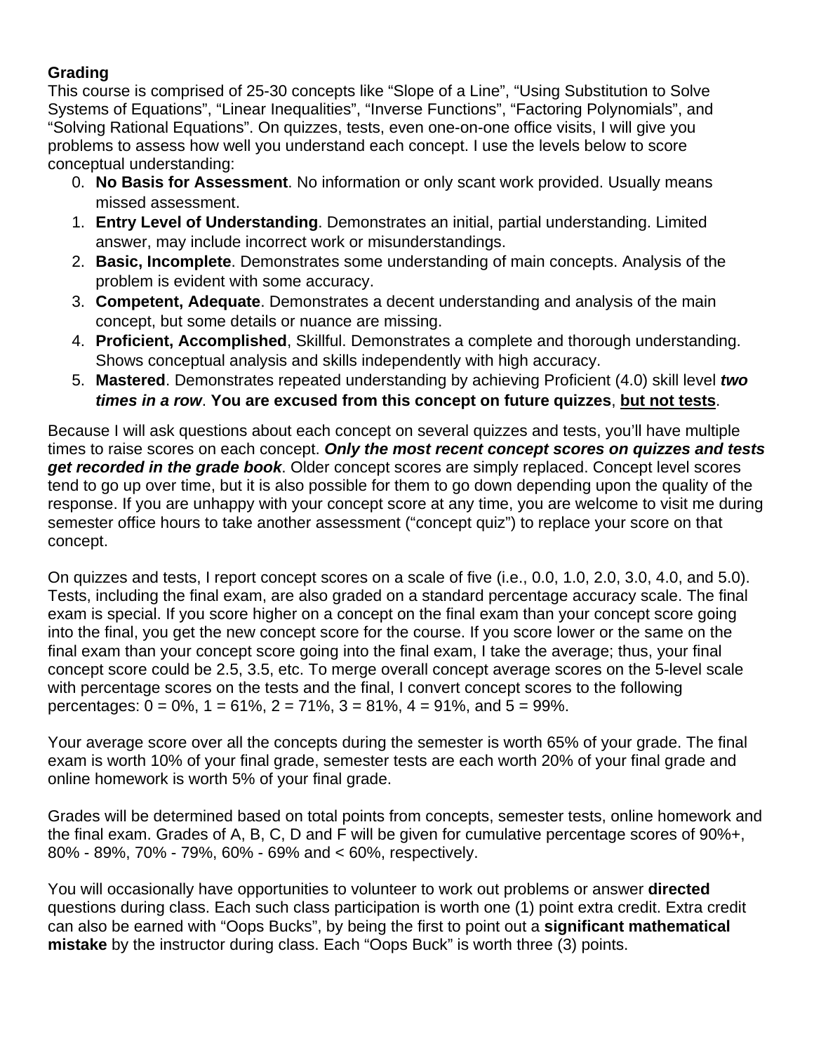**Grading**

This course is comprised of 25-30 concepts like "Slope of a Line", "Using Substitution to Solve Systems of Equations", "Linear Inequalities", "Inverse Functions", "Factoring Polynomials", and "Solving Rational Equations". On quizzes, tests, even one-on-one office visits, I will give you problems to assess how well you understand each concept. I use the levels below to score conceptual understanding:

0. **No Basis for Assessment**. No information or only scant work provided. Usually means missed assessment.
1. **Entry Level of Understanding**. Demonstrates an initial, partial understanding. Limited answer, may include incorrect work or misunderstandings.
2. **Basic, Incomplete**. Demonstrates some understanding of main concepts. Analysis of the problem is evident with some accuracy.
3. **Competent, Adequate**. Demonstrates a decent understanding and analysis of the main concept, but some details or nuance are missing.
4. **Proficient, Accomplished**, Skillful. Demonstrates a complete and thorough understanding. Shows conceptual analysis and skills independently with high accuracy.
5. **Mastered**. Demonstrates repeated understanding by achieving Proficient (4.0) skill level ***two times in a row***. **You are excused from this concept on future quizzes**, **<u>but not tests</u>**.

Because I will ask questions about each concept on several quizzes and tests, you'll have multiple times to raise scores on each concept. ***Only the most recent concept scores on quizzes and tests get recorded in the grade book***. Older concept scores are simply replaced. Concept level scores tend to go up over time, but it is also possible for them to go down depending upon the quality of the response. If you are unhappy with your concept score at any time, you are welcome to visit me during semester office hours to take another assessment ("concept quiz") to replace your score on that concept.

On quizzes and tests, I report concept scores on a scale of five (i.e., 0.0, 1.0, 2.0, 3.0, 4.0, and 5.0). Tests, including the final exam, are also graded on a standard percentage accuracy scale. The final exam is special. If you score higher on a concept on the final exam than your concept score going into the final, you get the new concept score for the course. If you score lower or the same on the final exam than your concept score going into the final exam, I take the average; thus, your final concept score could be 2.5, 3.5, etc. To merge overall concept average scores on the 5-level scale with percentage scores on the tests and the final, I convert concept scores to the following percentages: 0 = 0%, 1 = 61%, 2 = 71%, 3 = 81%, 4 = 91%, and 5 = 99%.

Your average score over all the concepts during the semester is worth 65% of your grade. The final exam is worth 10% of your final grade, semester tests are each worth 20% of your final grade and online homework is worth 5% of your final grade.

Grades will be determined based on total points from concepts, semester tests, online homework and the final exam. Grades of A, B, C, D and F will be given for cumulative percentage scores of 90%+, 80% - 89%, 70% - 79%, 60% - 69% and < 60%, respectively.

You will occasionally have opportunities to volunteer to work out problems or answer **directed** questions during class. Each such class participation is worth one (1) point extra credit. Extra credit can also be earned with "Oops Bucks", by being the first to point out a **significant mathematical mistake** by the instructor during class. Each "Oops Buck" is worth three (3) points.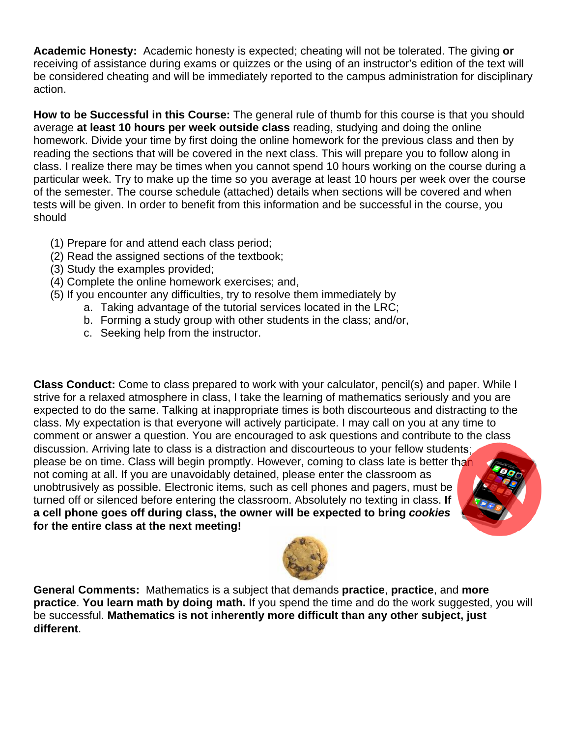**Academic Honesty:** Academic honesty is expected; cheating will not be tolerated. The giving **or** receiving of assistance during exams or quizzes or the using of an instructor's edition of the text will be considered cheating and will be immediately reported to the campus administration for disciplinary action.

**How to be Successful in this Course:** The general rule of thumb for this course is that you should average **at least 10 hours per week outside class** reading, studying and doing the online homework. Divide your time by first doing the online homework for the previous class and then by reading the sections that will be covered in the next class. This will prepare you to follow along in class. I realize there may be times when you cannot spend 10 hours working on the course during a particular week. Try to make up the time so you average at least 10 hours per week over the course of the semester. The course schedule (attached) details when sections will be covered and when tests will be given. In order to benefit from this information and be successful in the course, you should

(1) Prepare for and attend each class period;
(2) Read the assigned sections of the textbook;
(3) Study the examples provided;
(4) Complete the online homework exercises; and,
(5) If you encounter any difficulties, try to resolve them immediately by
   a. Taking advantage of the tutorial services located in the LRC;
   b. Forming a study group with other students in the class; and/or,
   c. Seeking help from the instructor.

**Class Conduct:** Come to class prepared to work with your calculator, pencil(s) and paper. While I strive for a relaxed atmosphere in class, I take the learning of mathematics seriously and you are expected to do the same. Talking at inappropriate times is both discourteous and distracting to the class. My expectation is that everyone will actively participate. I may call on you at any time to comment or answer a question. You are encouraged to ask questions and contribute to the class discussion. Arriving late to class is a distraction and discourteous to your fellow students; please be on time. Class will begin promptly. However, coming to class late is better than not coming at all. If you are unavoidably detained, please enter the classroom as unobtrusively as possible. Electronic items, such as cell phones and pagers, must be turned off or silenced before entering the classroom. Absolutely no texting in class. **If a cell phone goes off during class, the owner will be expected to bring *cookies* for the entire class at the next meeting!**

**General Comments:** Mathematics is a subject that demands **practice**, **practice**, and **more practice**. **You learn math by doing math.** If you spend the time and do the work suggested, you will be successful. **Mathematics is not inherently more difficult than any other subject, just different**.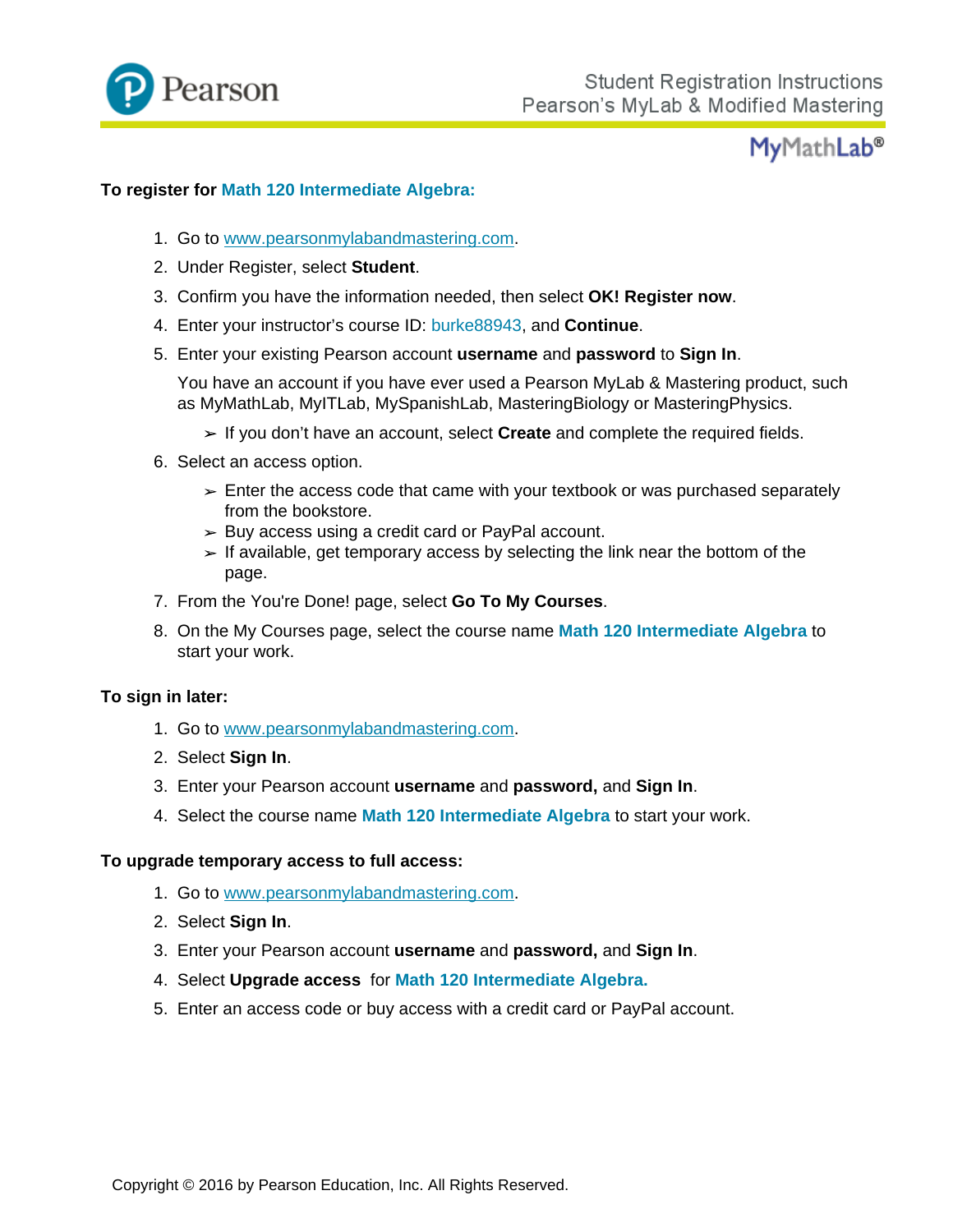Pearson

Student Registration Instructions
Pearson's MyLab & Modified Mastering

MyMathLab®

**To register for Math 120 Intermediate Algebra:**

1. Go to [www.pearsonmylabandmastering.com](http://www.pearsonmylabandmastering.com).
2. Under Register, select **Student**.
3. Confirm you have the information needed, then select **OK! Register now**.
4. Enter your instructor's course ID: burke88943, and **Continue**.
5. Enter your existing Pearson account **username** and **password** to **Sign In**.

   You have an account if you have ever used a Pearson MyLab & Mastering product, such as MyMathLab, MyITLab, MySpanishLab, MasteringBiology or MasteringPhysics.

   - If you don't have an account, select **Create** and complete the required fields.
6. Select an access option.
   - Enter the access code that came with your textbook or was purchased separately from the bookstore.
   - Buy access using a credit card or PayPal account.
   - If available, get temporary access by selecting the link near the bottom of the page.
7. From the You're Done! page, select **Go To My Courses**.
8. On the My Courses page, select the course name **Math 120 Intermediate Algebra** to start your work.

**To sign in later:**

1. Go to [www.pearsonmylabandmastering.com](http://www.pearsonmylabandmastering.com).
2. Select **Sign In**.
3. Enter your Pearson account **username** and **password,** and **Sign In**.
4. Select the course name **Math 120 Intermediate Algebra** to start your work.

**To upgrade temporary access to full access:**

1. Go to [www.pearsonmylabandmastering.com](http://www.pearsonmylabandmastering.com).
2. Select **Sign In**.
3. Enter your Pearson account **username** and **password,** and **Sign In**.
4. Select **Upgrade access** for **Math 120 Intermediate Algebra.**
5. Enter an access code or buy access with a credit card or PayPal account.

Copyright © 2016 by Pearson Education, Inc. All Rights Reserved.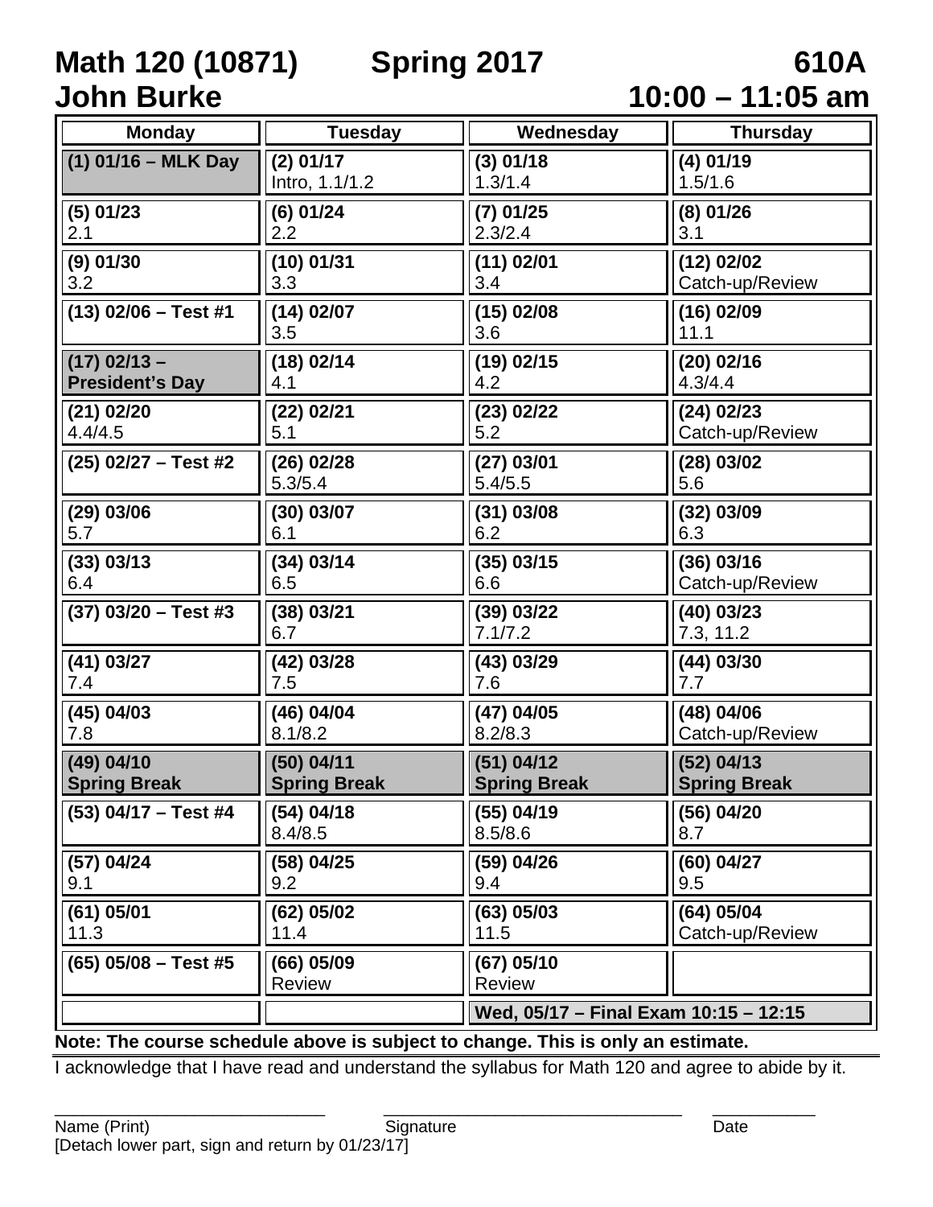# Math 120 (10871) Spring 2017 610A
# John Burke 10:00 – 11:05 am

| Monday | Tuesday | Wednesday | Thursday |
|---|---|---|---|
| **(1) 01/16 – MLK Day** | **(2) 01/17** Intro, 1.1/1.2 | **(3) 01/18** 1.3/1.4 | **(4) 01/19** 1.5/1.6 |
| **(5) 01/23** 2.1 | **(6) 01/24** 2.2 | **(7) 01/25** 2.3/2.4 | **(8) 01/26** 3.1 |
| **(9) 01/30** 3.2 | **(10) 01/31** 3.3 | **(11) 02/01** 3.4 | **(12) 02/02** Catch-up/Review |
| **(13) 02/06 – Test #1** | **(14) 02/07** 3.5 | **(15) 02/08** 3.6 | **(16) 02/09** 11.1 |
| **(17) 02/13 – President's Day** | **(18) 02/14** 4.1 | **(19) 02/15** 4.2 | **(20) 02/16** 4.3/4.4 |
| **(21) 02/20** 4.4/4.5 | **(22) 02/21** 5.1 | **(23) 02/22** 5.2 | **(24) 02/23** Catch-up/Review |
| **(25) 02/27 – Test #2** | **(26) 02/28** 5.3/5.4 | **(27) 03/01** 5.4/5.5 | **(28) 03/02** 5.6 |
| **(29) 03/06** 5.7 | **(30) 03/07** 6.1 | **(31) 03/08** 6.2 | **(32) 03/09** 6.3 |
| **(33) 03/13** 6.4 | **(34) 03/14** 6.5 | **(35) 03/15** 6.6 | **(36) 03/16** Catch-up/Review |
| **(37) 03/20 – Test #3** | **(38) 03/21** 6.7 | **(39) 03/22** 7.1/7.2 | **(40) 03/23** 7.3, 11.2 |
| **(41) 03/27** 7.4 | **(42) 03/28** 7.5 | **(43) 03/29** 7.6 | **(44) 03/30** 7.7 |
| **(45) 04/03** 7.8 | **(46) 04/04** 8.1/8.2 | **(47) 04/05** 8.2/8.3 | **(48) 04/06** Catch-up/Review |
| **(49) 04/10 Spring Break** | **(50) 04/11 Spring Break** | **(51) 04/12 Spring Break** | **(52) 04/13 Spring Break** |
| **(53) 04/17 – Test #4** | **(54) 04/18** 8.4/8.5 | **(55) 04/19** 8.5/8.6 | **(56) 04/20** 8.7 |
| **(57) 04/24** 9.1 | **(58) 04/25** 9.2 | **(59) 04/26** 9.4 | **(60) 04/27** 9.5 |
| **(61) 05/01** 11.3 | **(62) 05/02** 11.4 | **(63) 05/03** 11.5 | **(64) 05/04** Catch-up/Review |
| **(65) 05/08 – Test #5** | **(66) 05/09** Review | **(67) 05/10** Review | |
| | | **Wed, 05/17 – Final Exam 10:15 – 12:15** | |

**Note: The course schedule above is subject to change. This is only an estimate.**

---

I acknowledge that I have read and understand the syllabus for Math 120 and agree to abide by it.

\_\_\_\_\_\_\_\_\_\_\_\_\_\_\_\_\_\_\_\_\_\_\_\_\_\_\_\_ \_\_\_\_\_\_\_\_\_\_\_\_\_\_\_\_\_\_\_\_\_\_\_\_\_\_\_\_\_\_ \_\_\_\_\_\_\_\_\_\_
Name (Print) Signature Date

[Detach lower part, sign and return by 01/23/17]